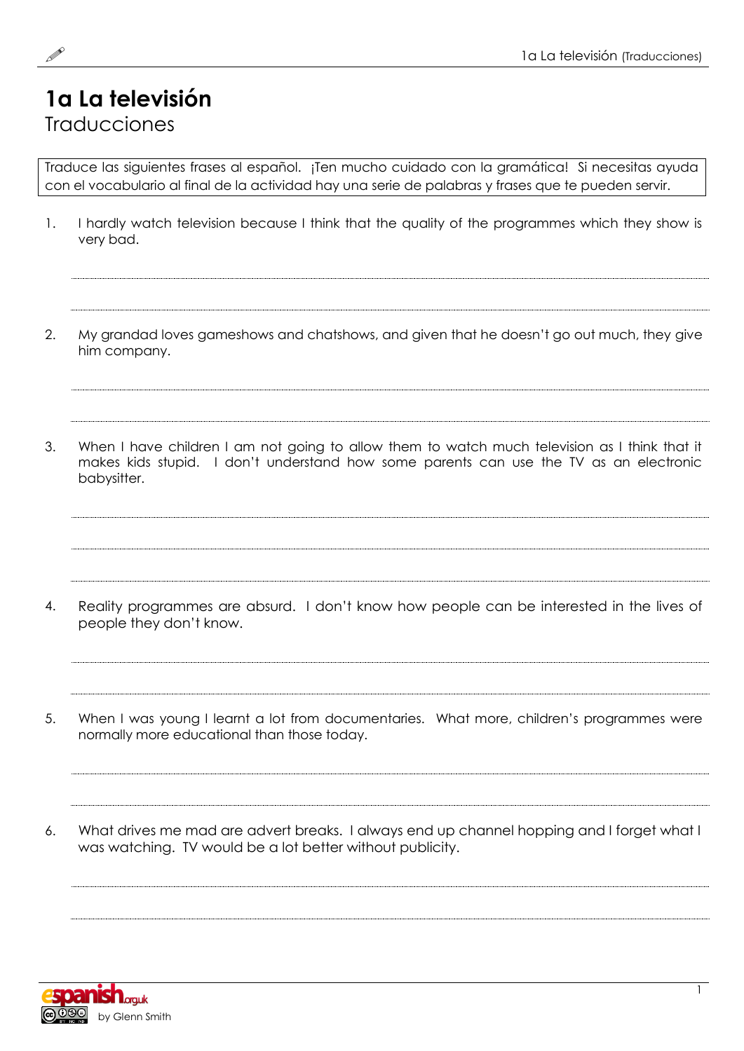# 1a La televisión

## Traducciones

Traduce las siguientes frases al español. ¡Ten mucho cuidado con la gramática! Si necesitas ayuda con el vocabulario al final de la actividad hay una serie de palabras y frases que te pueden servir.

1. I hardly watch television because I think that the quality of the programmes which they show is very bad.

2. My grandad loves gameshows and chatshows, and given that he doesn't go out much, they give him company.

3. When I have children I am not going to allow them to watch much television as I think that it makes kids stupid. I don't understand how some parents can use the TV as an electronic babysitter.

4. Reality programmes are absurd. I don't know how people can be interested in the lives of people they don't know.

5. When I was young I learnt a lot from documentaries. What more, children's programmes were normally more educational than those today.

6. What drives me mad are advert breaks. I always end up channel hopping and I forget what I was watching. TV would be a lot better without publicity.

espanish.org.uk by Glenn Smith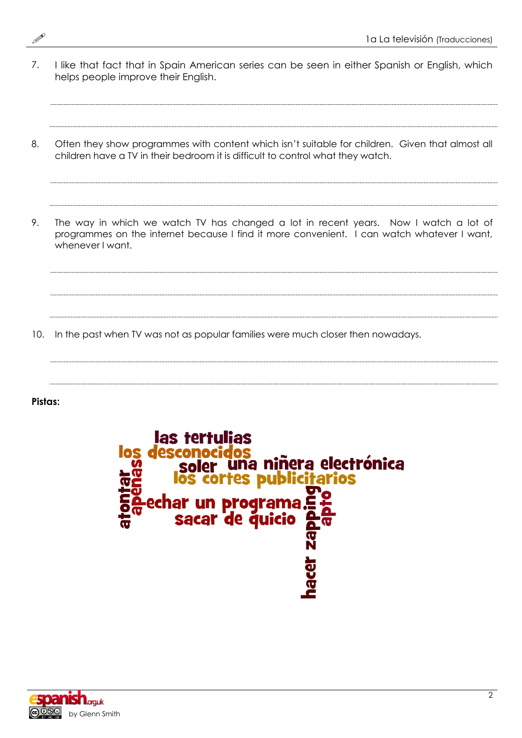7. I like that fact that in Spain American series can be seen in either Spanish or English, which helps people improve their English.

.......................................................................................................................................................

.......................................................................................................................................................

8. Often they show programmes with content which isn't suitable for children. Given that almost all children have a TV in their bedroom it is difficult to control what they watch.

.......................................................................................................................................................

.......................................................................................................................................................

9. The way in which we watch TV has changed a lot in recent years. Now I watch a lot of programmes on the internet because I find it more convenient. I can watch whatever I want, whenever I want.

.......................................................................................................................................................

.......................................................................................................................................................

.......................................................................................................................................................

10. In the past when TV was not as popular families were much closer then nowadays.

.......................................................................................................................................................

.......................................................................................................................................................

**Pistas:**

las tertulias
los desconocidos
soler
una niñera electrónica
los cortes publicitarios
atontar
apenas
echar un programa
sacar de quicio
hacer zapping
apto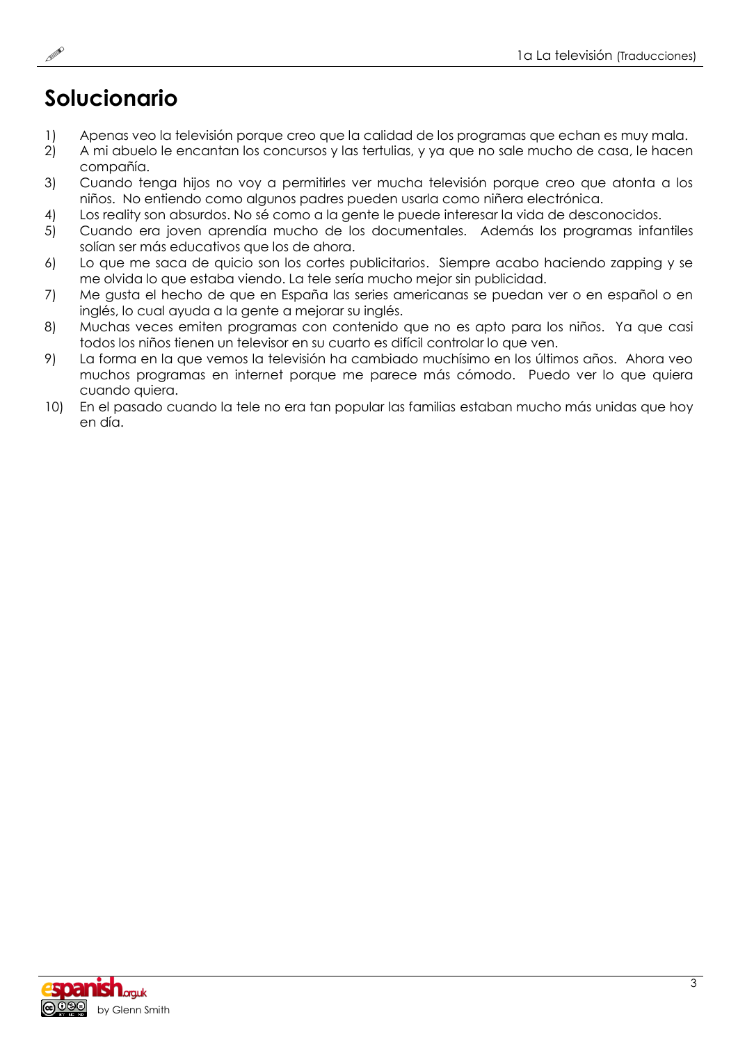# Solucionario

1) Apenas veo la televisión porque creo que la calidad de los programas que echan es muy mala.
2) A mi abuelo le encantan los concursos y las tertulias, y ya que no sale mucho de casa, le hacen compañía.
3) Cuando tenga hijos no voy a permitirles ver mucha televisión porque creo que atonta a los niños. No entiendo como algunos padres pueden usarla como niñera electrónica.
4) Los reality son absurdos. No sé como a la gente le puede interesar la vida de desconocidos.
5) Cuando era joven aprendía mucho de los documentales. Además los programas infantiles solían ser más educativos que los de ahora.
6) Lo que me saca de quicio son los cortes publicitarios. Siempre acabo haciendo zapping y se me olvida lo que estaba viendo. La tele sería mucho mejor sin publicidad.
7) Me gusta el hecho de que en España las series americanas se puedan ver o en español o en inglés, lo cual ayuda a la gente a mejorar su inglés.
8) Muchas veces emiten programas con contenido que no es apto para los niños. Ya que casi todos los niños tienen un televisor en su cuarto es difícil controlar lo que ven.
9) La forma en la que vemos la televisión ha cambiado muchísimo en los últimos años. Ahora veo muchos programas en internet porque me parece más cómodo. Puedo ver lo que quiera cuando quiera.
10) En el pasado cuando la tele no era tan popular las familias estaban mucho más unidas que hoy en día.